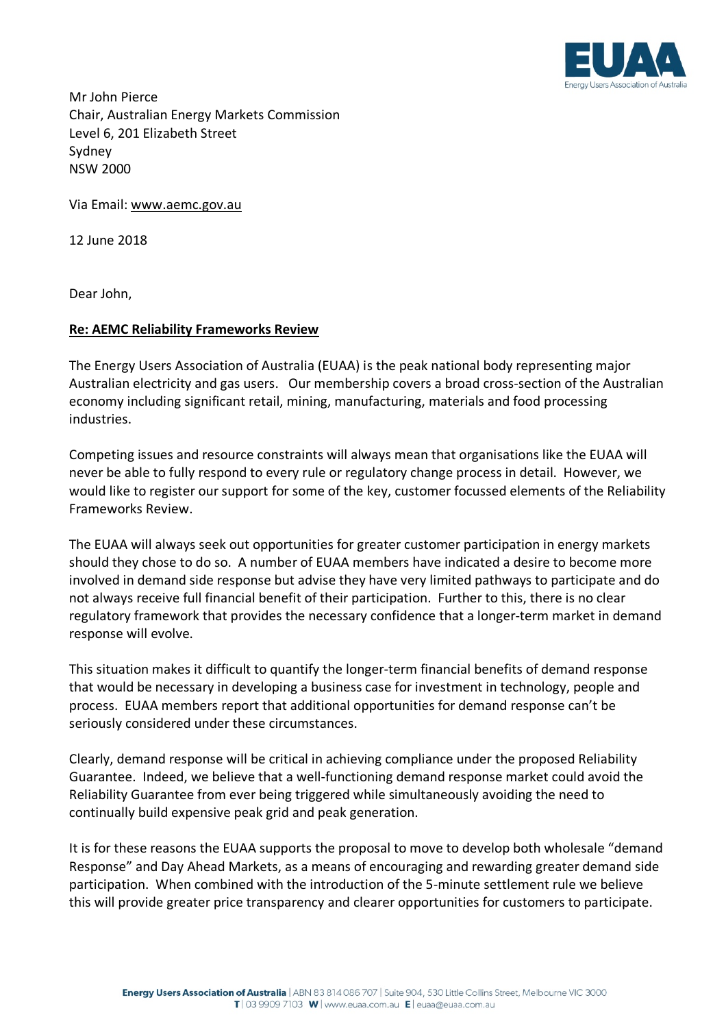Mr John Pierce
Chair, Australian Energy Markets Commission
Level 6, 201 Elizabeth Street
Sydney
NSW 2000

Via Email: www.aemc.gov.au

12 June 2018

Dear John,

**Re: AEMC Reliability Frameworks Review**

The Energy Users Association of Australia (EUAA) is the peak national body representing major Australian electricity and gas users. Our membership covers a broad cross-section of the Australian economy including significant retail, mining, manufacturing, materials and food processing industries.

Competing issues and resource constraints will always mean that organisations like the EUAA will never be able to fully respond to every rule or regulatory change process in detail. However, we would like to register our support for some of the key, customer focussed elements of the Reliability Frameworks Review.

The EUAA will always seek out opportunities for greater customer participation in energy markets should they chose to do so. A number of EUAA members have indicated a desire to become more involved in demand side response but advise they have very limited pathways to participate and do not always receive full financial benefit of their participation. Further to this, there is no clear regulatory framework that provides the necessary confidence that a longer-term market in demand response will evolve.

This situation makes it difficult to quantify the longer-term financial benefits of demand response that would be necessary in developing a business case for investment in technology, people and process. EUAA members report that additional opportunities for demand response can't be seriously considered under these circumstances.

Clearly, demand response will be critical in achieving compliance under the proposed Reliability Guarantee. Indeed, we believe that a well-functioning demand response market could avoid the Reliability Guarantee from ever being triggered while simultaneously avoiding the need to continually build expensive peak grid and peak generation.

It is for these reasons the EUAA supports the proposal to move to develop both wholesale "demand Response" and Day Ahead Markets, as a means of encouraging and rewarding greater demand side participation. When combined with the introduction of the 5-minute settlement rule we believe this will provide greater price transparency and clearer opportunities for customers to participate.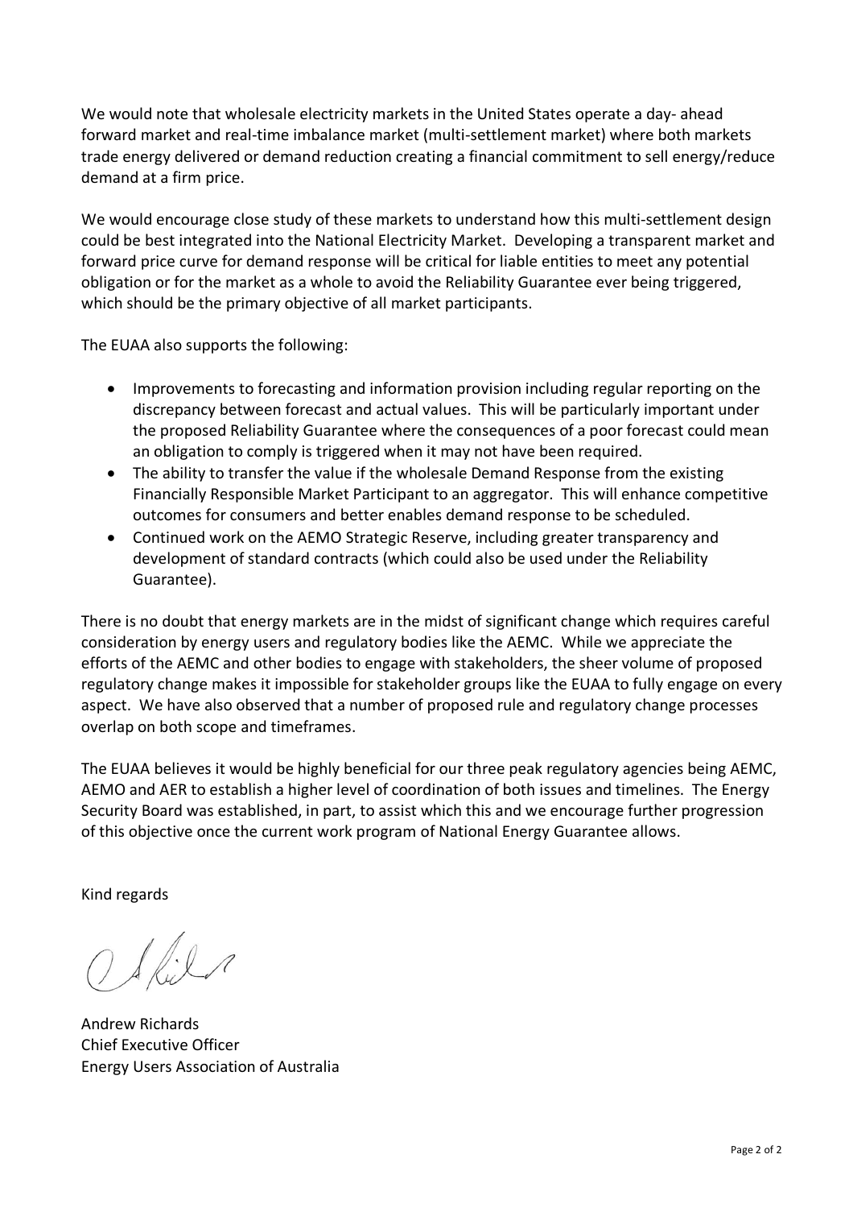We would note that wholesale electricity markets in the United States operate a day- ahead forward market and real-time imbalance market (multi-settlement market) where both markets trade energy delivered or demand reduction creating a financial commitment to sell energy/reduce demand at a firm price.

We would encourage close study of these markets to understand how this multi-settlement design could be best integrated into the National Electricity Market. Developing a transparent market and forward price curve for demand response will be critical for liable entities to meet any potential obligation or for the market as a whole to avoid the Reliability Guarantee ever being triggered, which should be the primary objective of all market participants.

The EUAA also supports the following:

- Improvements to forecasting and information provision including regular reporting on the discrepancy between forecast and actual values. This will be particularly important under the proposed Reliability Guarantee where the consequences of a poor forecast could mean an obligation to comply is triggered when it may not have been required.
- The ability to transfer the value if the wholesale Demand Response from the existing Financially Responsible Market Participant to an aggregator. This will enhance competitive outcomes for consumers and better enables demand response to be scheduled.
- Continued work on the AEMO Strategic Reserve, including greater transparency and development of standard contracts (which could also be used under the Reliability Guarantee).

There is no doubt that energy markets are in the midst of significant change which requires careful consideration by energy users and regulatory bodies like the AEMC. While we appreciate the efforts of the AEMC and other bodies to engage with stakeholders, the sheer volume of proposed regulatory change makes it impossible for stakeholder groups like the EUAA to fully engage on every aspect. We have also observed that a number of proposed rule and regulatory change processes overlap on both scope and timeframes.

The EUAA believes it would be highly beneficial for our three peak regulatory agencies being AEMC, AEMO and AER to establish a higher level of coordination of both issues and timelines. The Energy Security Board was established, in part, to assist which this and we encourage further progression of this objective once the current work program of National Energy Guarantee allows.

Kind regards

Andrew Richards
Chief Executive Officer
Energy Users Association of Australia